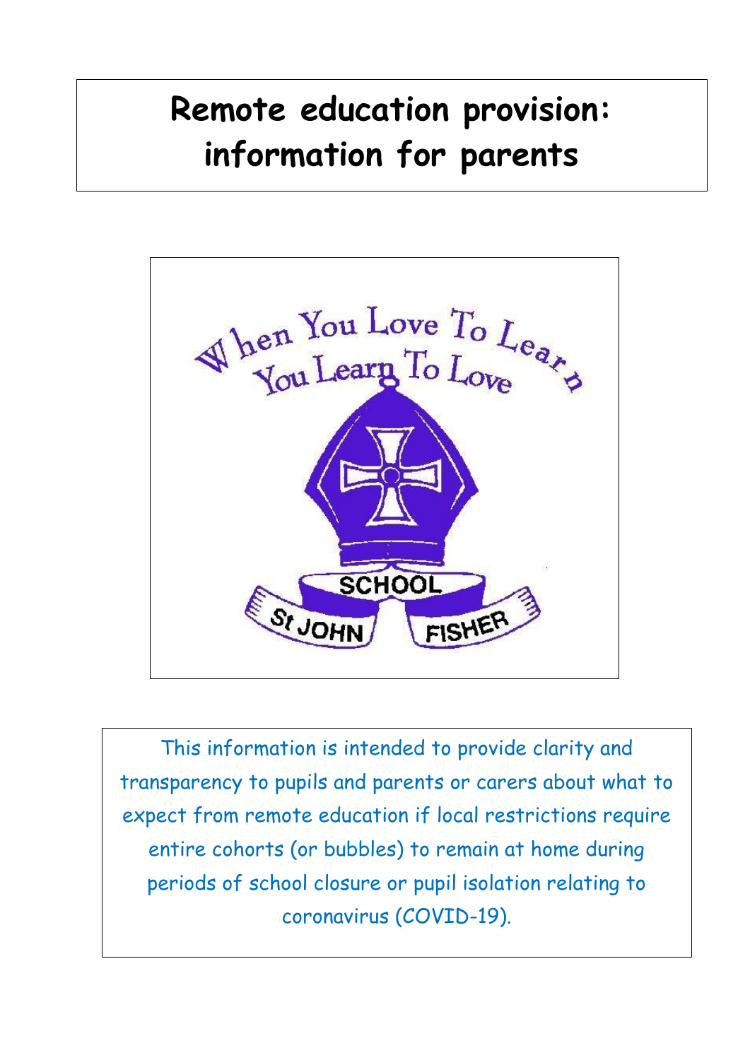# Remote education provision: information for parents

This information is intended to provide clarity and transparency to pupils and parents or carers about what to expect from remote education if local restrictions require entire cohorts (or bubbles) to remain at home during periods of school closure or pupil isolation relating to coronavirus (COVID-19).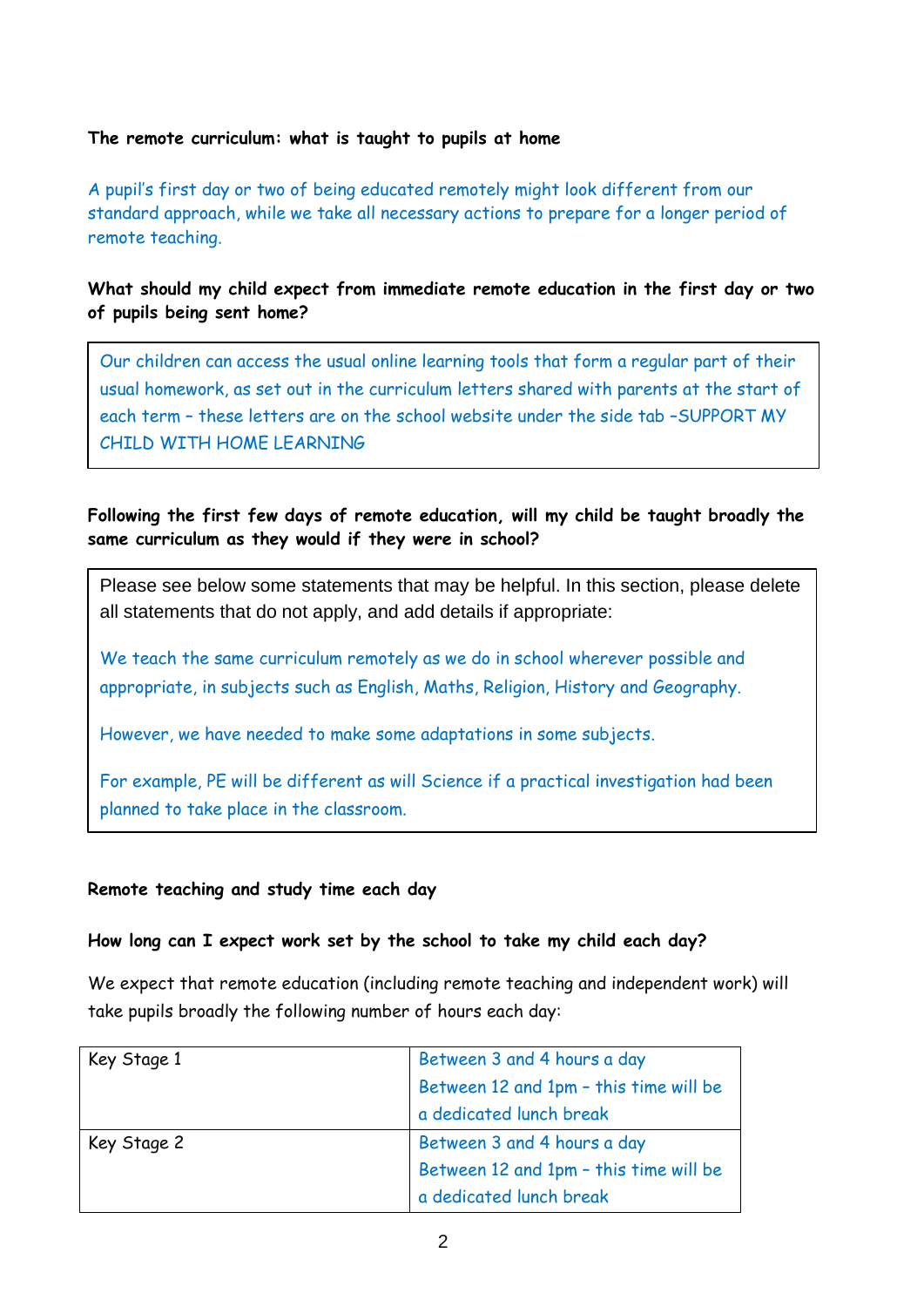**The remote curriculum: what is taught to pupils at home**

A pupil's first day or two of being educated remotely might look different from our standard approach, while we take all necessary actions to prepare for a longer period of remote teaching.

**What should my child expect from immediate remote education in the first day or two of pupils being sent home?**

Our children can access the usual online learning tools that form a regular part of their usual homework, as set out in the curriculum letters shared with parents at the start of each term – these letters are on the school website under the side tab –SUPPORT MY CHILD WITH HOME LEARNING

**Following the first few days of remote education, will my child be taught broadly the same curriculum as they would if they were in school?**

Please see below some statements that may be helpful. In this section, please delete all statements that do not apply, and add details if appropriate:

We teach the same curriculum remotely as we do in school wherever possible and appropriate, in subjects such as English, Maths, Religion, History and Geography.

However, we have needed to make some adaptations in some subjects.

For example, PE will be different as will Science if a practical investigation had been planned to take place in the classroom.

**Remote teaching and study time each day**

**How long can I expect work set by the school to take my child each day?**

We expect that remote education (including remote teaching and independent work) will take pupils broadly the following number of hours each day:

| Key Stage 1 | Between 3 and 4 hours a day<br>Between 12 and 1pm – this time will be a dedicated lunch break |
|---|---|
| Key Stage 2 | Between 3 and 4 hours a day<br>Between 12 and 1pm – this time will be a dedicated lunch break |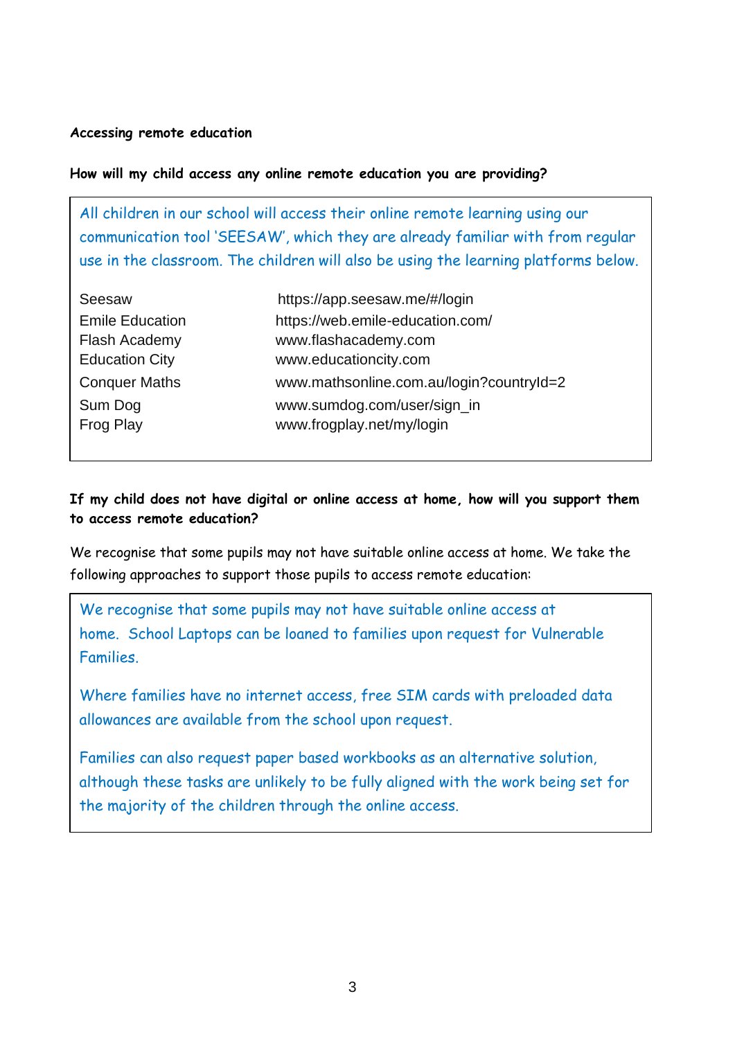**Accessing remote education**

**How will my child access any online remote education you are providing?**

All children in our school will access their online remote learning using our communication tool 'SEESAW', which they are already familiar with from regular use in the classroom. The children will also be using the learning platforms below.

| | |
|---|---|
| Seesaw | https://app.seesaw.me/#/login |
| Emile Education | https://web.emile-education.com/ |
| Flash Academy | www.flashacademy.com |
| Education City | www.educationcity.com |
| Conquer Maths | www.mathsonline.com.au/login?countryId=2 |
| Sum Dog | www.sumdog.com/user/sign_in |
| Frog Play | www.frogplay.net/my/login |

**If my child does not have digital or online access at home, how will you support them to access remote education?**

We recognise that some pupils may not have suitable online access at home. We take the following approaches to support those pupils to access remote education:

We recognise that some pupils may not have suitable online access at home. School Laptops can be loaned to families upon request for Vulnerable Families.

Where families have no internet access, free SIM cards with preloaded data allowances are available from the school upon request.

Families can also request paper based workbooks as an alternative solution, although these tasks are unlikely to be fully aligned with the work being set for the majority of the children through the online access.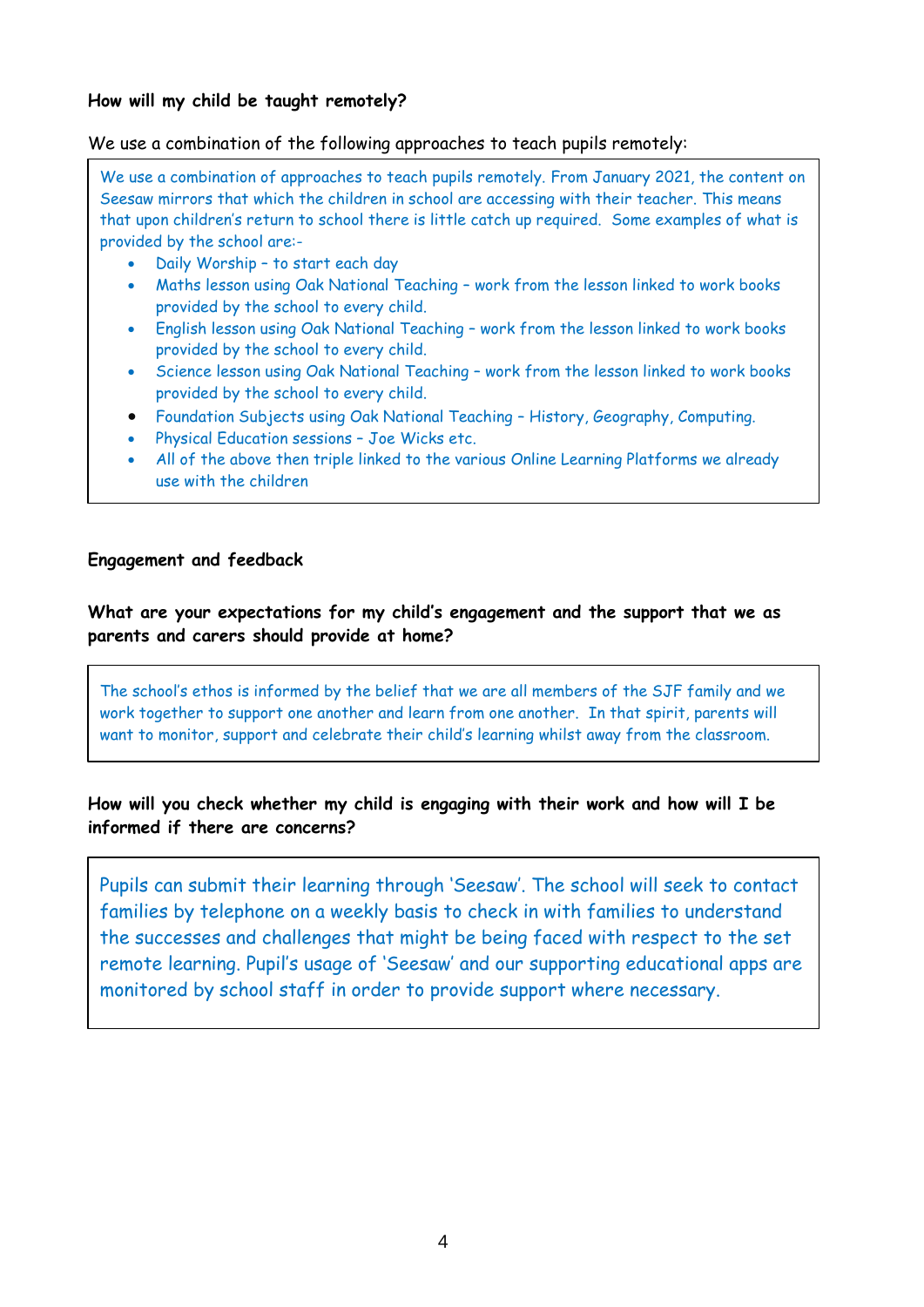**How will my child be taught remotely?**

We use a combination of the following approaches to teach pupils remotely:

We use a combination of approaches to teach pupils remotely. From January 2021, the content on Seesaw mirrors that which the children in school are accessing with their teacher. This means that upon children's return to school there is little catch up required. Some examples of what is provided by the school are:-

- Daily Worship – to start each day
- Maths lesson using Oak National Teaching – work from the lesson linked to work books provided by the school to every child.
- English lesson using Oak National Teaching – work from the lesson linked to work books provided by the school to every child.
- Science lesson using Oak National Teaching – work from the lesson linked to work books provided by the school to every child.
- Foundation Subjects using Oak National Teaching – History, Geography, Computing.
- Physical Education sessions – Joe Wicks etc.
- All of the above then triple linked to the various Online Learning Platforms we already use with the children

**Engagement and feedback**

**What are your expectations for my child's engagement and the support that we as parents and carers should provide at home?**

The school's ethos is informed by the belief that we are all members of the SJF family and we work together to support one another and learn from one another. In that spirit, parents will want to monitor, support and celebrate their child's learning whilst away from the classroom.

**How will you check whether my child is engaging with their work and how will I be informed if there are concerns?**

Pupils can submit their learning through 'Seesaw'. The school will seek to contact families by telephone on a weekly basis to check in with families to understand the successes and challenges that might be being faced with respect to the set remote learning. Pupil's usage of 'Seesaw' and our supporting educational apps are monitored by school staff in order to provide support where necessary.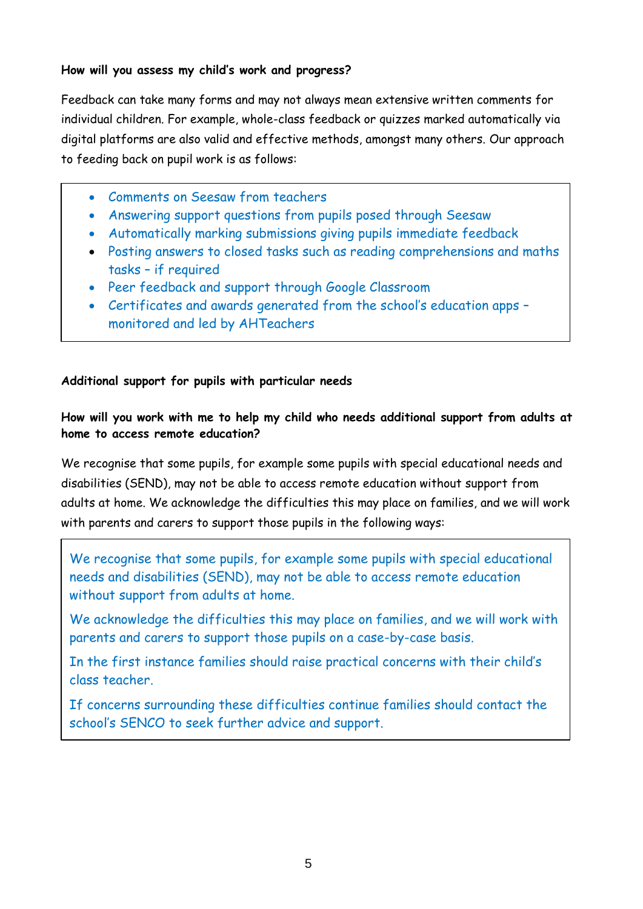**How will you assess my child's work and progress?**

Feedback can take many forms and may not always mean extensive written comments for individual children. For example, whole-class feedback or quizzes marked automatically via digital platforms are also valid and effective methods, amongst many others. Our approach to feeding back on pupil work is as follows:

- Comments on Seesaw from teachers
- Answering support questions from pupils posed through Seesaw
- Automatically marking submissions giving pupils immediate feedback
- Posting answers to closed tasks such as reading comprehensions and maths tasks – if required
- Peer feedback and support through Google Classroom
- Certificates and awards generated from the school's education apps – monitored and led by AHTeachers

**Additional support for pupils with particular needs**

**How will you work with me to help my child who needs additional support from adults at home to access remote education?**

We recognise that some pupils, for example some pupils with special educational needs and disabilities (SEND), may not be able to access remote education without support from adults at home. We acknowledge the difficulties this may place on families, and we will work with parents and carers to support those pupils in the following ways:

We recognise that some pupils, for example some pupils with special educational needs and disabilities (SEND), may not be able to access remote education without support from adults at home.

We acknowledge the difficulties this may place on families, and we will work with parents and carers to support those pupils on a case-by-case basis.

In the first instance families should raise practical concerns with their child's class teacher.

If concerns surrounding these difficulties continue families should contact the school's SENCO to seek further advice and support.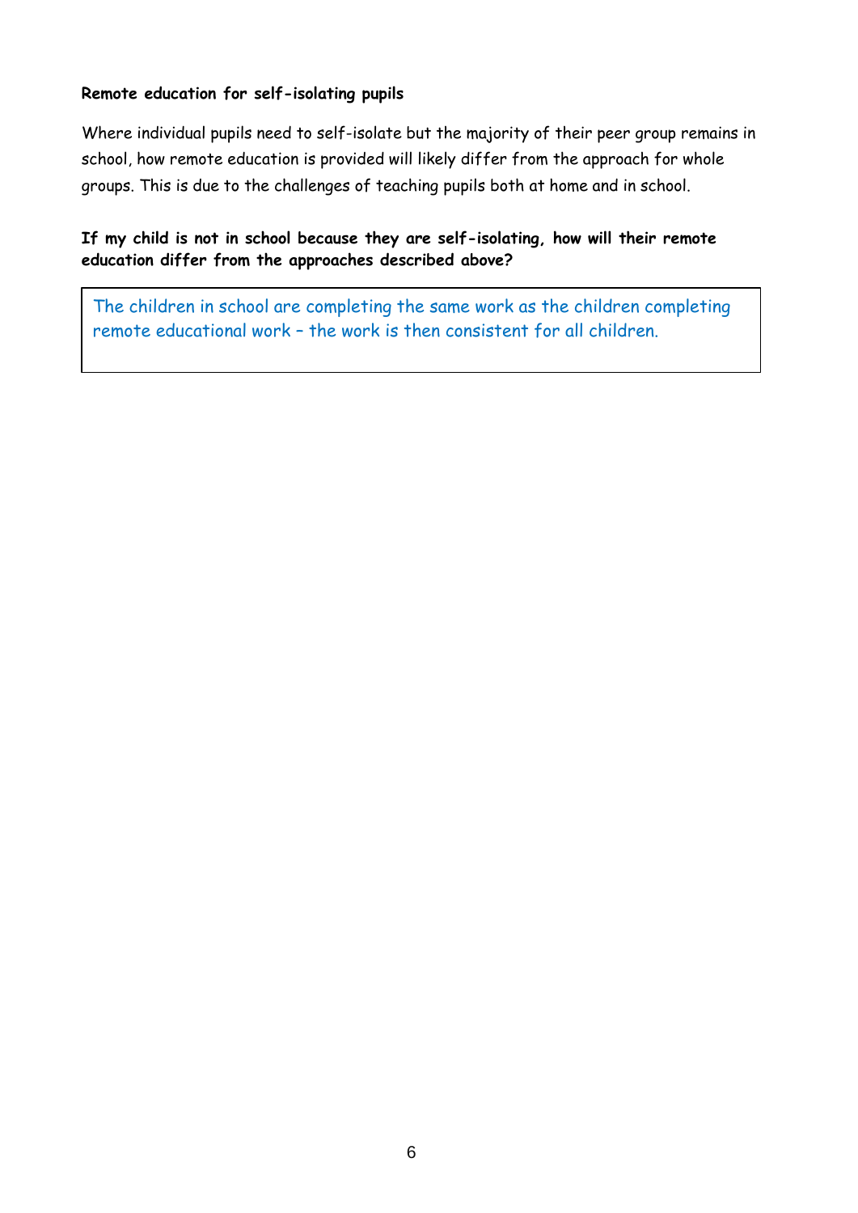**Remote education for self-isolating pupils**

Where individual pupils need to self-isolate but the majority of their peer group remains in school, how remote education is provided will likely differ from the approach for whole groups. This is due to the challenges of teaching pupils both at home and in school.

**If my child is not in school because they are self-isolating, how will their remote education differ from the approaches described above?**

The children in school are completing the same work as the children completing remote educational work – the work is then consistent for all children.